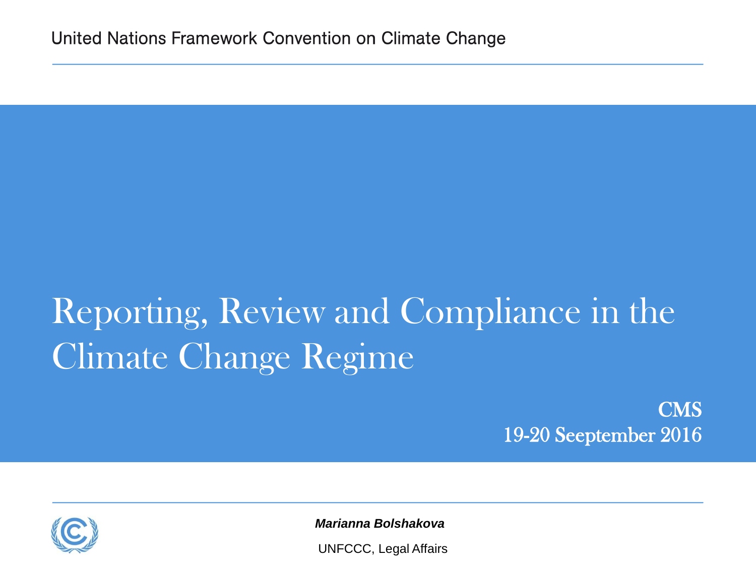United Nations Framework Convention on Climate Change

# Reporting, Review and Compliance in the Climate Change Regime

**CMS**
**19-20 Seeptember 2016**

***Marianna Bolshakova***

UNFCCC, Legal Affairs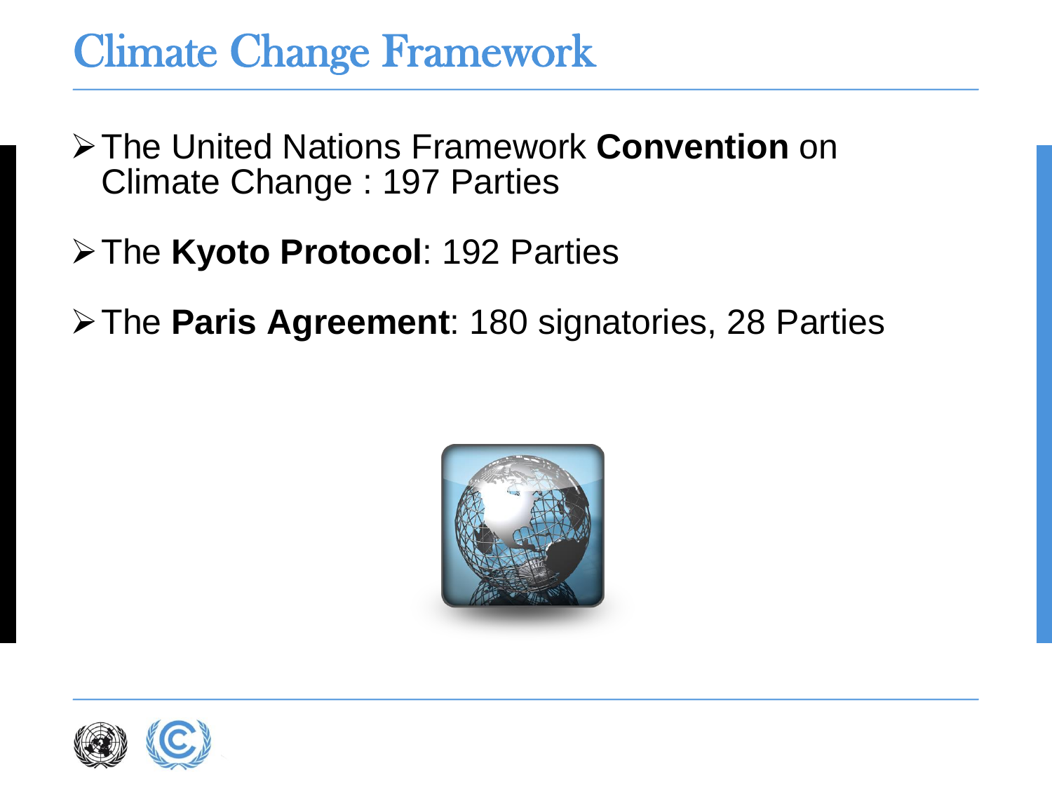# Climate Change Framework

- The United Nations Framework **Convention** on Climate Change : 197 Parties
- The **Kyoto Protocol**: 192 Parties
- The **Paris Agreement**: 180 signatories, 28 Parties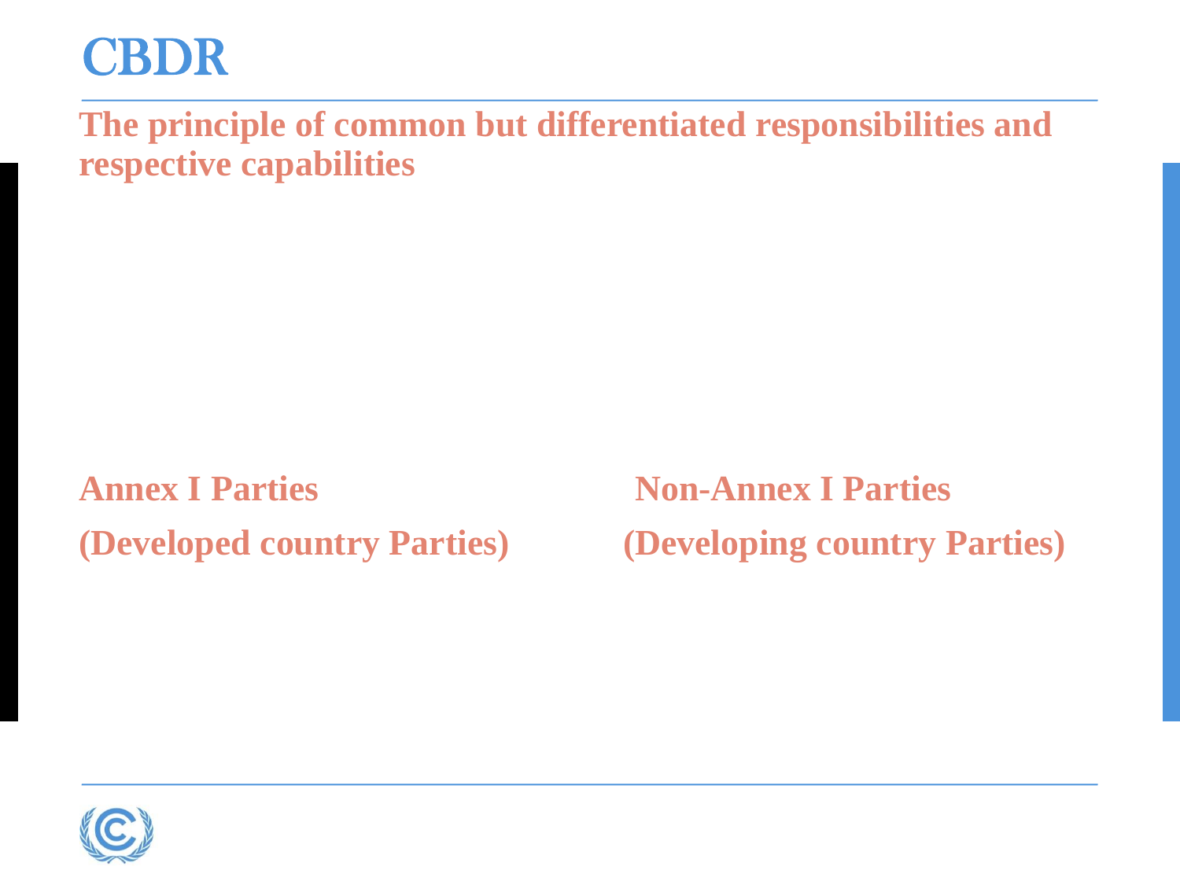# CBDR

**The principle of common but differentiated responsibilities and respective capabilities**

| Annex I Parties | Non-Annex I Parties |
| --- | --- |
| (Developed country Parties) | (Developing country Parties) |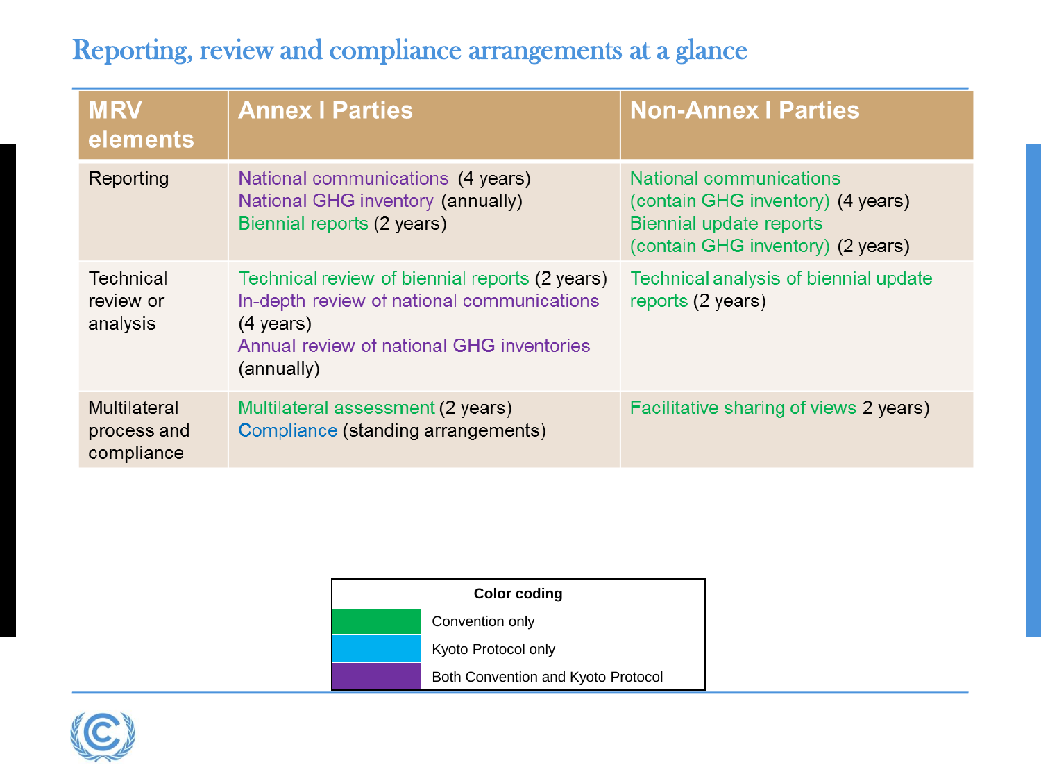# Reporting, review and compliance arrangements at a glance

| MRV elements | Annex I Parties | Non-Annex I Parties |
|---|---|---|
| Reporting | National communications (4 years)<br>National GHG inventory (annually)<br>Biennial reports (2 years) | National communications (contain GHG inventory) (4 years)<br>Biennial update reports (contain GHG inventory) (2 years) |
| Technical review or analysis | Technical review of biennial reports (2 years)<br>In-depth review of national communications (4 years)<br>Annual review of national GHG inventories (annually) | Technical analysis of biennial update reports (2 years) |
| Multilateral process and compliance | Multilateral assessment (2 years)<br>Compliance (standing arrangements) | Facilitative sharing of views 2 years) |

| Color coding | |
|---|---|
| Green | Convention only |
| Light blue | Kyoto Protocol only |
| Purple | Both Convention and Kyoto Protocol |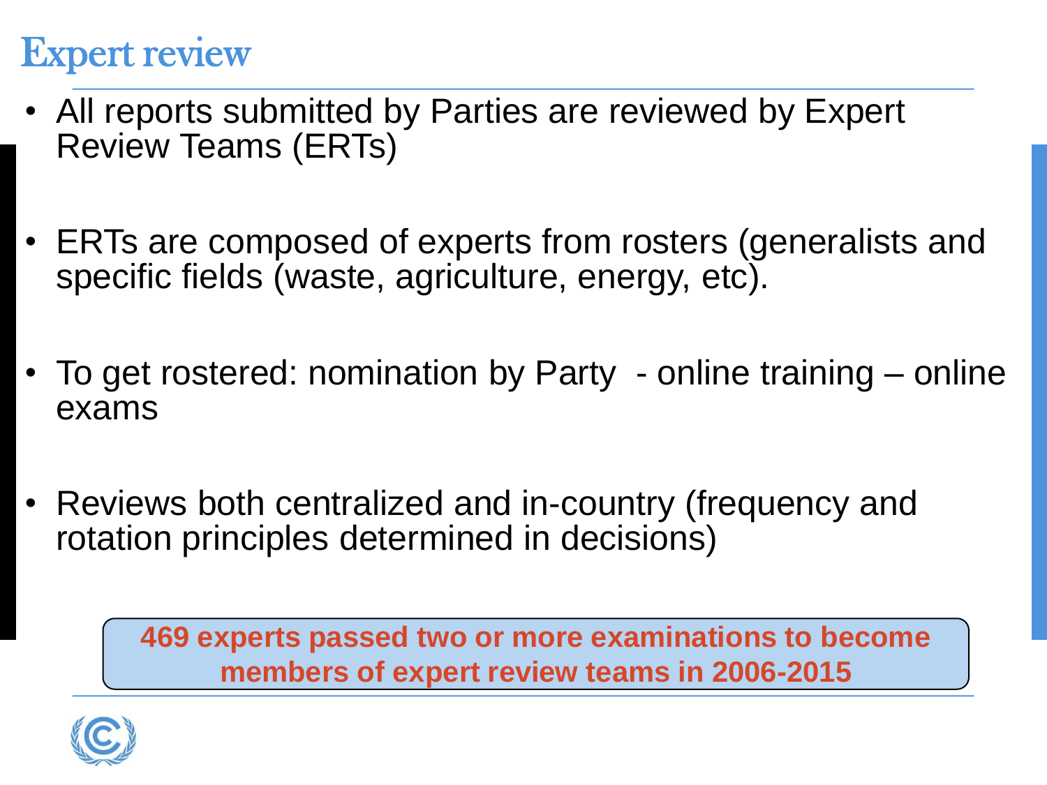# Expert review

- All reports submitted by Parties are reviewed by Expert Review Teams (ERTs)
- ERTs are composed of experts from rosters (generalists and specific fields (waste, agriculture, energy, etc).
- To get rostered: nomination by Party - online training – online exams
- Reviews both centralized and in-country (frequency and rotation principles determined in decisions)

**469 experts passed two or more examinations to become members of expert review teams in 2006-2015**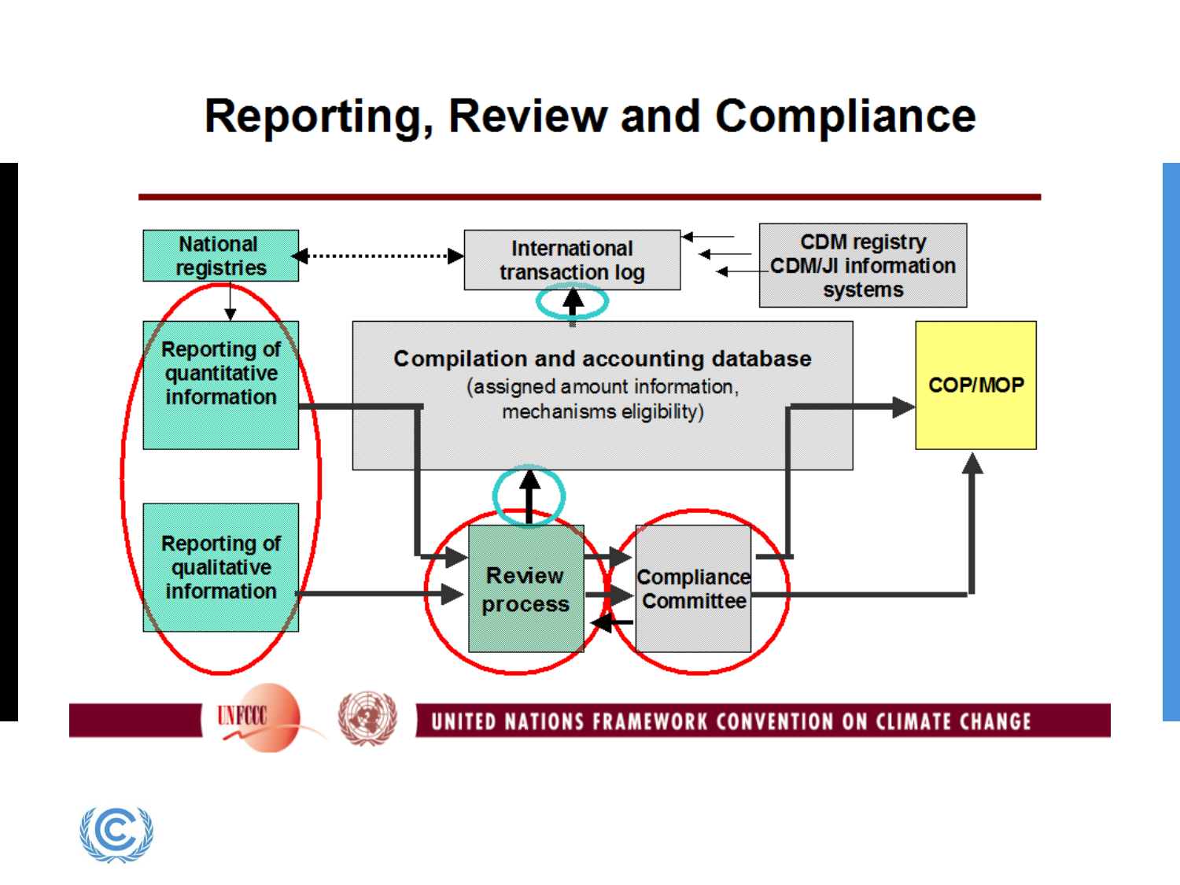# Reporting, Review and Compliance

National registries

International transaction log

CDM registry
CDM/JI information systems

Reporting of quantitative information

Compilation and accounting database
(assigned amount information, mechanisms eligibility)

COP/MOP

Reporting of qualitative information

Review process

Compliance Committee

UNFCCC

UNITED NATIONS FRAMEWORK CONVENTION ON CLIMATE CHANGE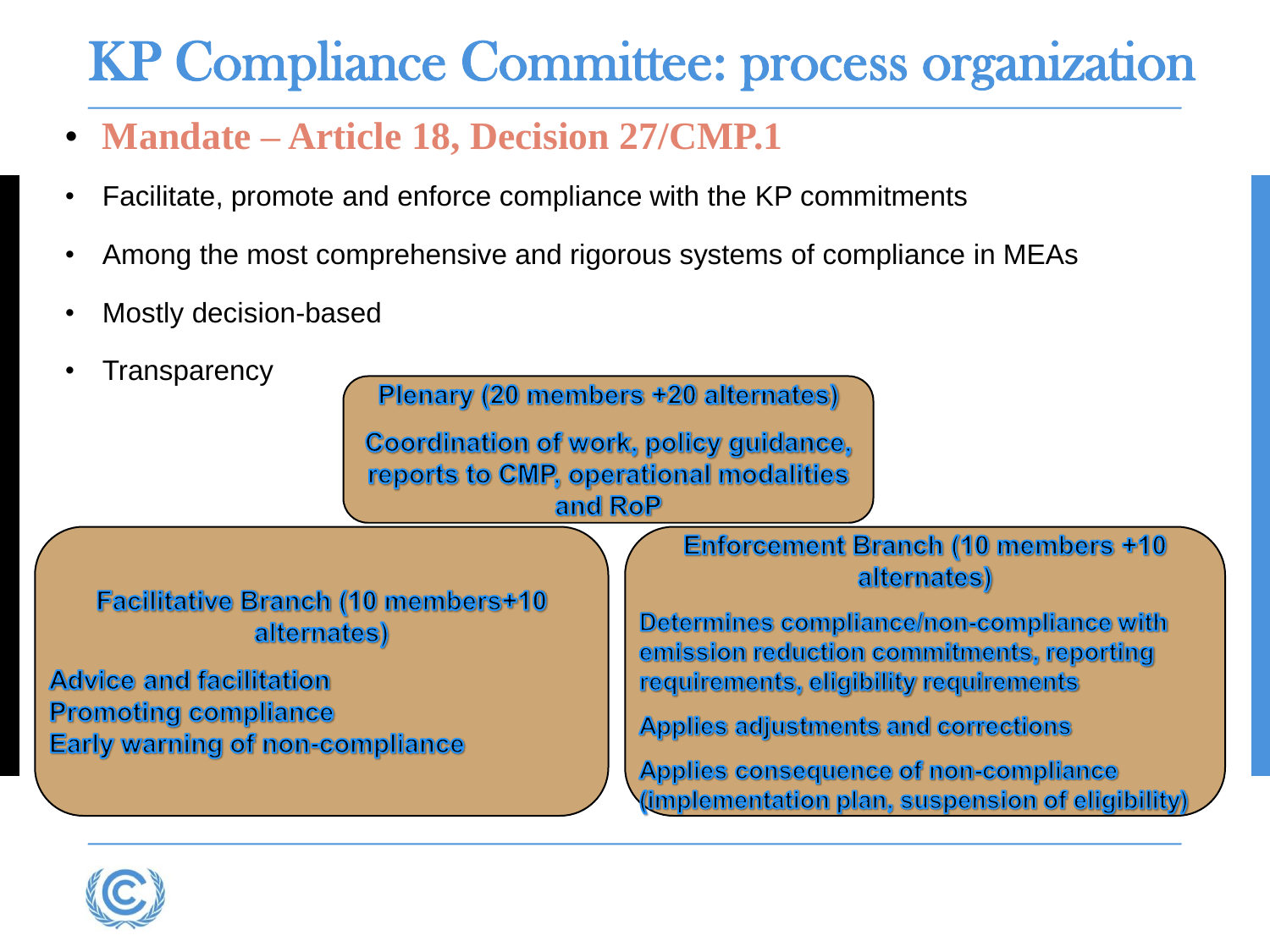# KP Compliance Committee: process organization

- **Mandate – Article 18, Decision 27/CMP.1**
- Facilitate, promote and enforce compliance with the KP commitments
- Among the most comprehensive and rigorous systems of compliance in MEAs
- Mostly decision-based
- Transparency

**Plenary (20 members +20 alternates)**

Coordination of work, policy guidance, reports to CMP, operational modalities and RoP

**Facilitative Branch (10 members+10 alternates)**

Advice and facilitation
Promoting compliance
Early warning of non-compliance

**Enforcement Branch (10 members +10 alternates)**

Determines compliance/non-compliance with emission reduction commitments, reporting requirements, eligibility requirements

Applies adjustments and corrections

Applies consequence of non-compliance (implementation plan, suspension of eligibility)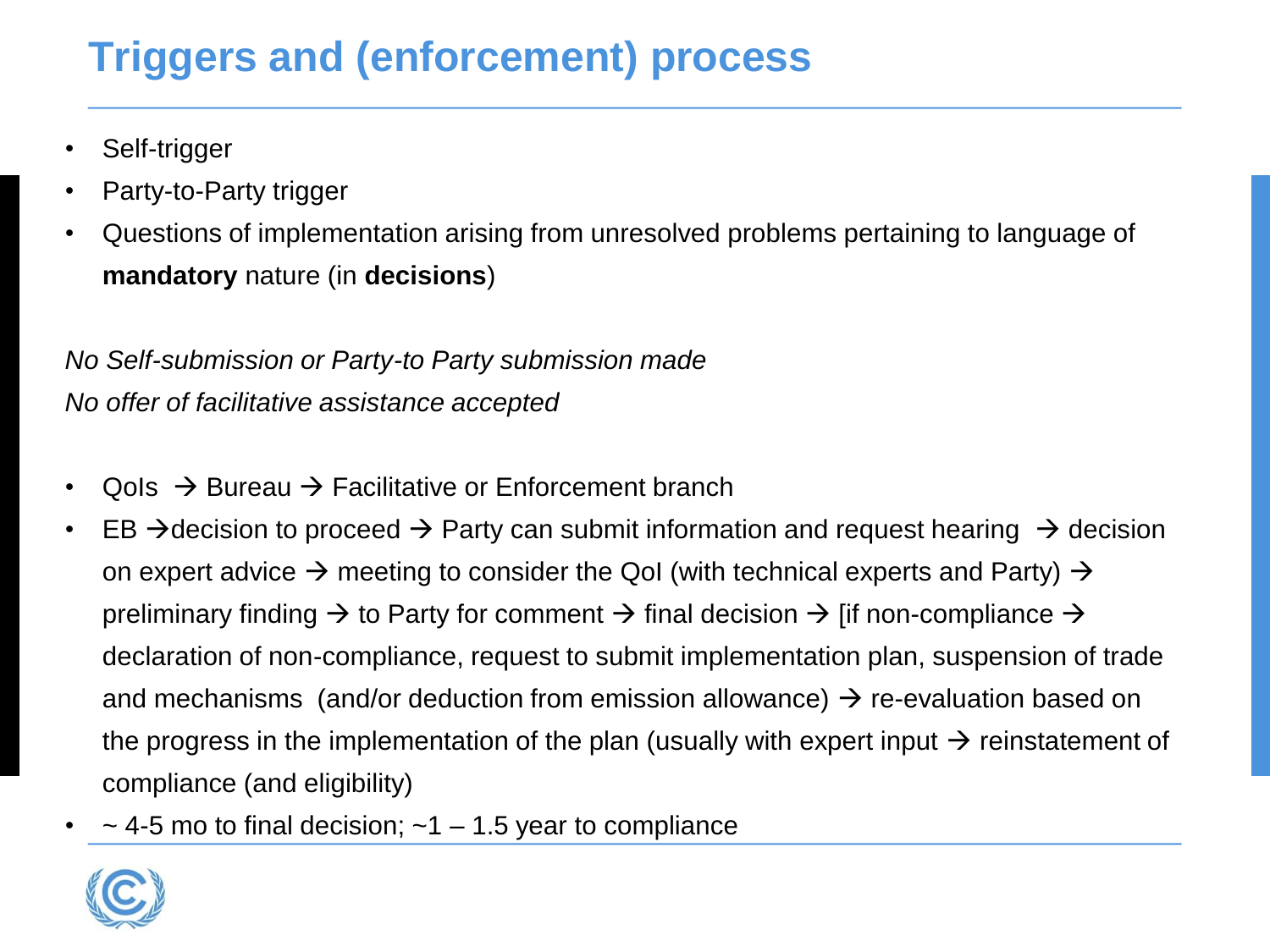# Triggers and (enforcement) process

- Self-trigger
- Party-to-Party trigger
- Questions of implementation arising from unresolved problems pertaining to language of **mandatory** nature (in **decisions**)

*No Self-submission or Party-to Party submission made*
*No offer of facilitative assistance accepted*

- QoIs → Bureau → Facilitative or Enforcement branch
- EB →decision to proceed → Party can submit information and request hearing → decision on expert advice → meeting to consider the QoI (with technical experts and Party) → preliminary finding → to Party for comment → final decision → [if non-compliance → declaration of non-compliance, request to submit implementation plan, suspension of trade and mechanisms (and/or deduction from emission allowance) → re-evaluation based on the progress in the implementation of the plan (usually with expert input → reinstatement of compliance (and eligibility)
- ~ 4-5 mo to final decision; ~1 – 1.5 year to compliance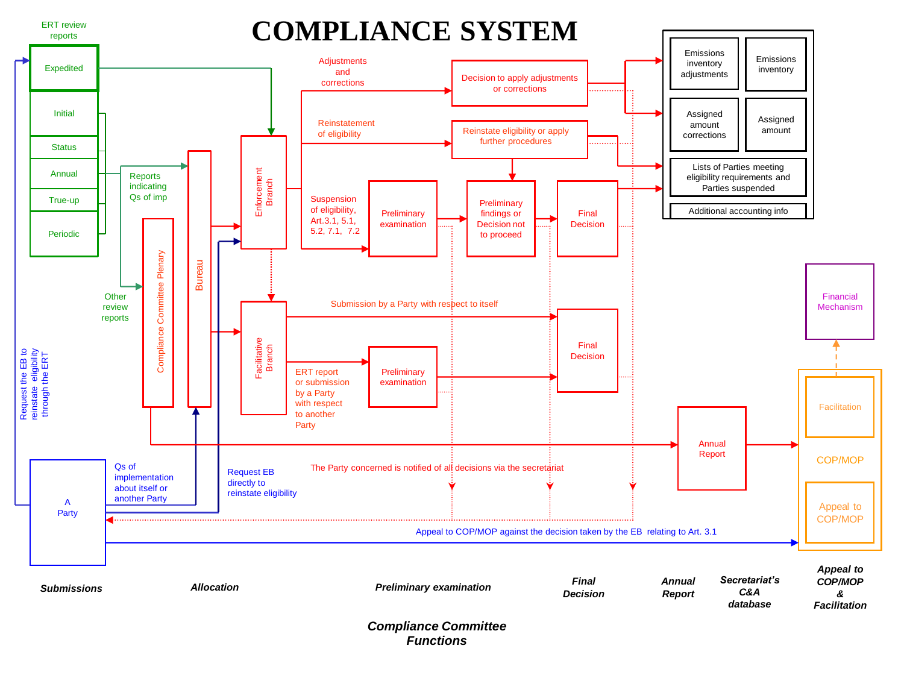# COMPLIANCE SYSTEM

ERT review reports

- Expedited
- Initial
- Status
- Annual
- True-up
- Periodic

Reports indicating Qs of imp

Other review reports

Compliance Committee Plenary

Bureau

Enforcement Branch

Facilitative Branch

Adjustments and corrections

Decision to apply adjustments or corrections

Reinstatement of eligibility

Reinstate eligibility or apply further procedures

Suspension of eligibility, Art.3.1, 5.1, 5.2, 7.1, 7.2

Preliminary examination

Preliminary findings or Decision not to proceed

Final Decision

Submission by a Party with respect to itself

ERT report or submission by a Party with respect to another Party

Preliminary examination

Final Decision

- Emissions inventory adjustments
- Emissions inventory
- Assigned amount corrections
- Assigned amount
- Lists of Parties meeting eligibility requirements and Parties suspended
- Additional accounting info

Financial Mechanism

Facilitation

COP/MOP

Appeal to COP/MOP

Annual Report

A Party

Qs of implementation about itself or another Party

Request EB directly to reinstate eligibility

Request the EB to reinstate eligibility through the ERT

The Party concerned is notified of all decisions via the secretariat

Appeal to COP/MOP against the decision taken by the EB relating to Art. 3.1

***Submissions*** | ***Allocation*** | ***Preliminary examination*** | ***Final Decision*** | ***Annual Report*** | ***Secretariat's C&A database*** | ***Appeal to COP/MOP & Facilitation***

***Compliance Committee Functions***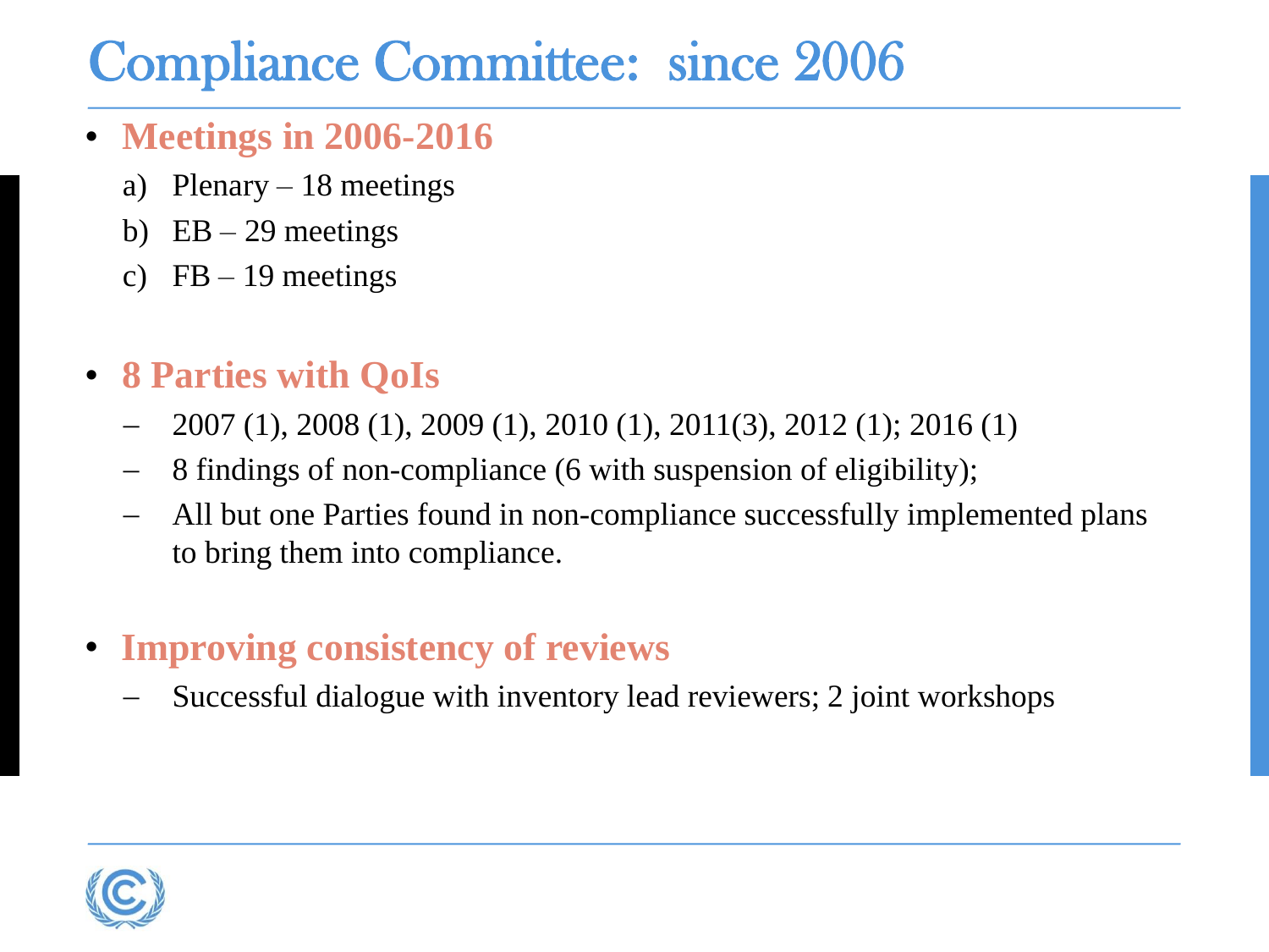# Compliance Committee: since 2006

- **Meetings in 2006-2016**
  - a) Plenary – 18 meetings
  - b) EB – 29 meetings
  - c) FB – 19 meetings

- **8 Parties with QoIs**
  - 2007 (1), 2008 (1), 2009 (1), 2010 (1), 2011(3), 2012 (1); 2016 (1)
  - 8 findings of non-compliance (6 with suspension of eligibility);
  - All but one Parties found in non-compliance successfully implemented plans to bring them into compliance.

- **Improving consistency of reviews**
  - Successful dialogue with inventory lead reviewers; 2 joint workshops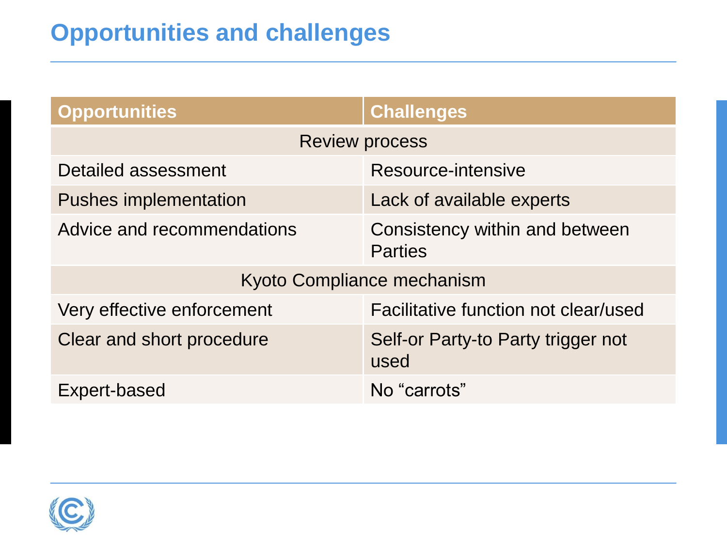# Opportunities and challenges

| Opportunities | Challenges |
| --- | --- |
| Review process | |
| Detailed assessment | Resource-intensive |
| Pushes implementation | Lack of available experts |
| Advice and recommendations | Consistency within and between Parties |
| Kyoto Compliance mechanism | |
| Very effective enforcement | Facilitative function not clear/used |
| Clear and short procedure | Self-or Party-to Party trigger not used |
| Expert-based | No “carrots” |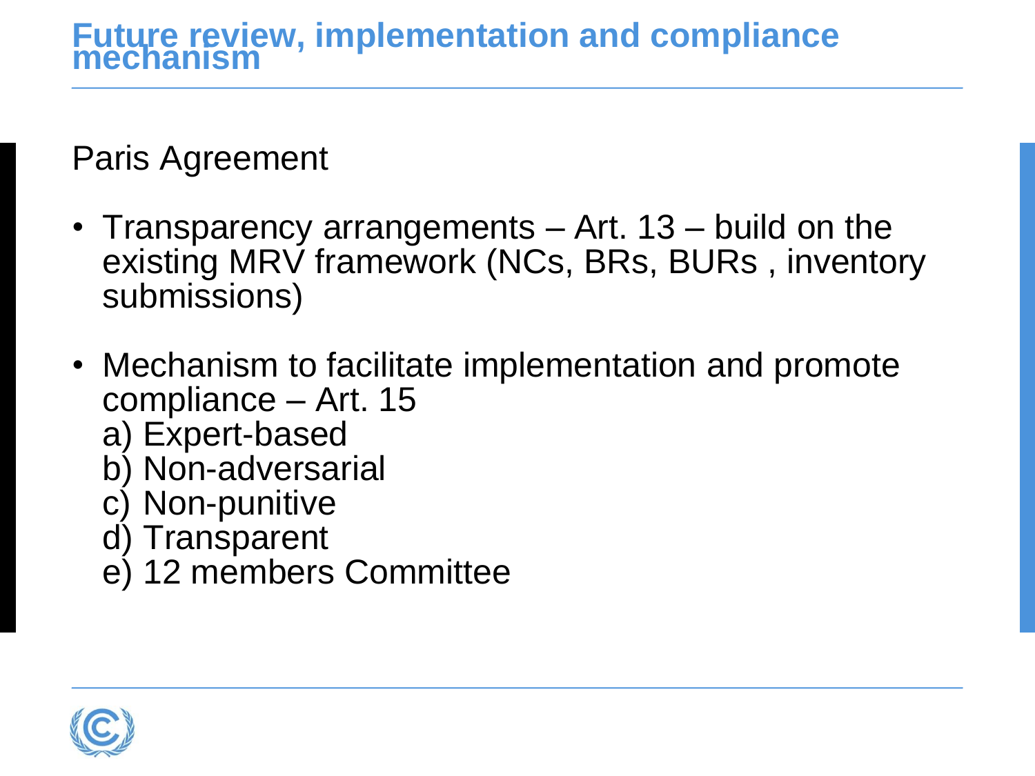# Future review, implementation and compliance mechanism

Paris Agreement

- Transparency arrangements – Art. 13 – build on the existing MRV framework (NCs, BRs, BURs , inventory submissions)
- Mechanism to facilitate implementation and promote compliance – Art. 15
  a) Expert-based
  b) Non-adversarial
  c) Non-punitive
  d) Transparent
  e) 12 members Committee